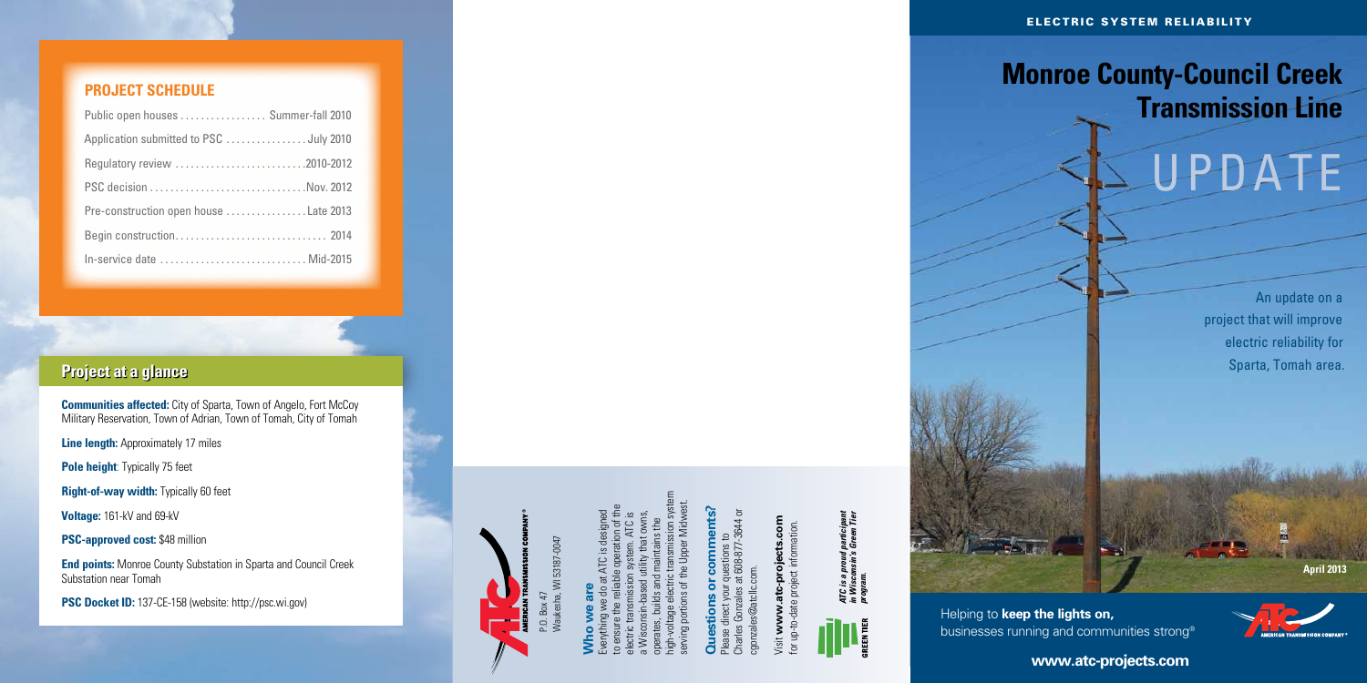## PROJECT SCHEDULE

| | |
|---|---|
| Public open houses | Summer-fall 2010 |
| Application submitted to PSC | July 2010 |
| Regulatory review | 2010-2012 |
| PSC decision | Nov. 2012 |
| Pre-construction open house | Late 2013 |
| Begin construction | 2014 |
| In-service date | Mid-2015 |

## Project at a glance

**Communities affected:** City of Sparta, Town of Angelo, Fort McCoy Military Reservation, Town of Adrian, Town of Tomah, City of Tomah

**Line length:** Approximately 17 miles

**Pole height**: Typically 75 feet

**Right-of-way width:** Typically 60 feet

**Voltage:** 161-kV and 69-kV

**PSC-approved cost:** $48 million

**End points:** Monroe County Substation in Sparta and Council Creek Substation near Tomah

**PSC Docket ID:** 137-CE-158 (website: http://psc.wi.gov)

AMERICAN TRANSMISSION COMPANY®

P.O. Box 47
Waukesha, WI 53187-0047

### Who we are

Everything we do at ATC is designed to ensure the reliable operation of the electric transmission system. ATC is a Wisconsin-based utility that owns, operates, builds and maintains the high-voltage electric transmission system serving portions of the Upper Midwest.

### Questions or comments?

Please direct your questions to Charles Gonzales at 608-877-3644 or cgonzales@atcllc.com.

Visit **www.atc-projects.com** for up-to-date project information.

GREEN TIER *ATC is a proud participant in Wisconsin's Green Tier program.*

ELECTRIC SYSTEM RELIABILITY

# Monroe County-Council Creek Transmission Line

# UPDATE

An update on a project that will improve electric reliability for Sparta, Tomah area.

April 2013

Helping to **keep the lights on,** businesses running and communities strong®

**www.atc-projects.com**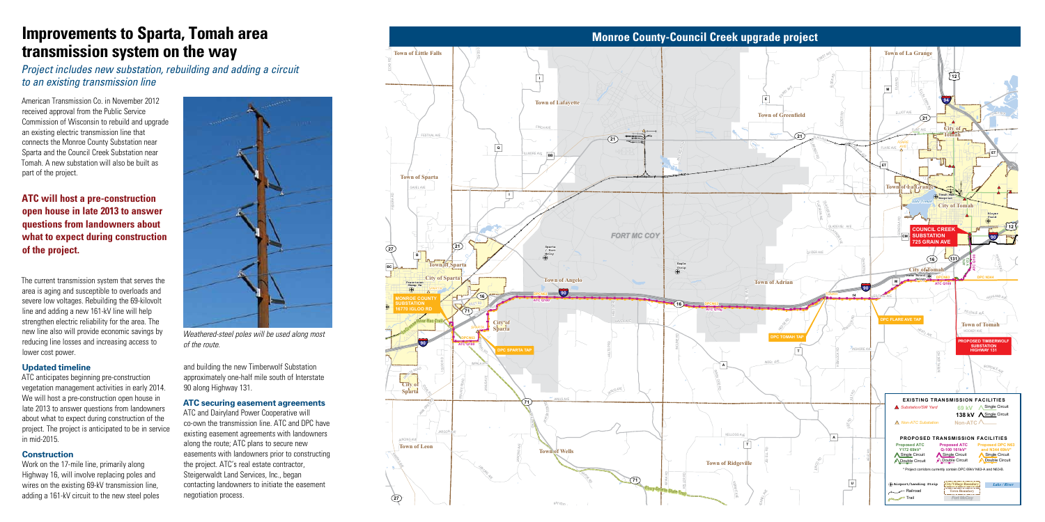# Improvements to Sparta, Tomah area transmission system on the way

*Project includes new substation, rebuilding and adding a circuit to an existing transmission line*

American Transmission Co. in November 2012 received approval from the Public Service Commission of Wisconsin to rebuild and upgrade an existing electric transmission line that connects the Monroe County Substation near Sparta and the Council Creek Substation near Tomah. A new substation will also be built as part of the project.

**ATC will host a pre-construction open house in late 2013 to answer questions from landowners about what to expect during construction of the project.**

The current transmission system that serves the area is aging and susceptible to overloads and severe low voltages. Rebuilding the 69-kilovolt line and adding a new 161-kV line will help strengthen electric reliability for the area. The new line also will provide economic savings by reducing line losses and increasing access to lower cost power.

### Updated timeline

ATC anticipates beginning pre-construction vegetation management activities in early 2014. We will host a pre-construction open house in late 2013 to answer questions from landowners about what to expect during construction of the project. The project is anticipated to be in service in mid-2015.

### Construction

Work on the 17-mile line, primarily along Highway 16, will involve replacing poles and wires on the existing 69-kV transmission line, adding a 161-kV circuit to the new steel poles and building the new Timberwolf Substation approximately one-half mile south of Interstate 90 along Highway 131.

*Weathered-steel poles will be used along most of the route.*

### ATC securing easement agreements

ATC and Dairyland Power Cooperative will co-own the transmission line. ATC and DPC have existing easement agreements with landowners along the route; ATC plans to secure new easements with landowners prior to constructing the project. ATC's real estate contractor, Steigerwaldt Land Services, Inc., began contacting landowners to initiate the easement negotiation process.

## Monroe County-Council Creek upgrade project

MONROE COUNTY SUBSTATION 16770 IGLOO RD

COUNCIL CREEK SUBSTATION 725 GRAIN AVE

PROPOSED TIMBERWOLF SUBSTATION HIGHWAY 131

DPC SPARTA TAP

DPC TOMAH TAP

DPC FLARE AVE TAP

FORT MC COY

EXISTING TRANSMISSION FACILITIES

Substation/SW Yard

Non-ATC Substation

69 kV Single Circuit

138 kV Single Circuit

Non-ATC

PROPOSED TRANSMISSION FACILITIES

Proposed ATC Y172 69kV* Single Circuit Double Circuit

Proposed ATC Q-100 161kV* Single Circuit Double Circuit

Proposed DPC N63 and N344 69kV* Single Circuit Double Circuit

* Project corridors currently contain DPC 69kV N63-A and N63-B.

Airport/Landing Strip

Railroad

Trail

City/Village Boundary

Town Boundary

Lake / River

Fort McCoy